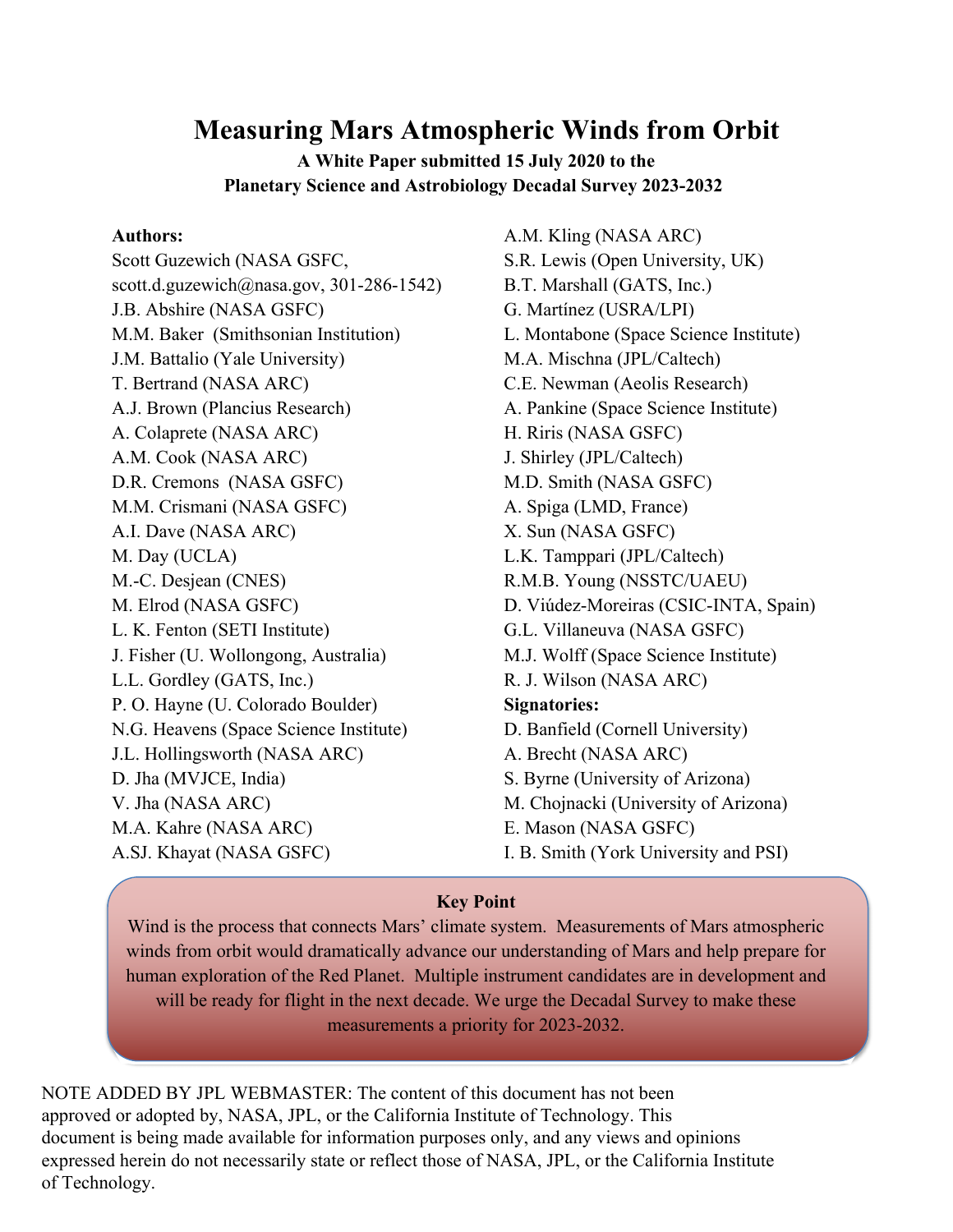# Measuring Mars Atmospheric Winds from Orbit

**A White Paper submitted 15 July 2020 to the**
**Planetary Science and Astrobiology Decadal Survey 2023-2032**

**Authors:**
Scott Guzewich (NASA GSFC, scott.d.guzewich@nasa.gov, 301-286-1542)
J.B. Abshire (NASA GSFC)
M.M. Baker (Smithsonian Institution)
J.M. Battalio (Yale University)
T. Bertrand (NASA ARC)
A.J. Brown (Plancius Research)
A. Colaprete (NASA ARC)
A.M. Cook (NASA ARC)
D.R. Cremons (NASA GSFC)
M.M. Crismani (NASA GSFC)
A.I. Dave (NASA ARC)
M. Day (UCLA)
M.-C. Desjean (CNES)
M. Elrod (NASA GSFC)
L. K. Fenton (SETI Institute)
J. Fisher (U. Wollongong, Australia)
L.L. Gordley (GATS, Inc.)
P. O. Hayne (U. Colorado Boulder)
N.G. Heavens (Space Science Institute)
J.L. Hollingsworth (NASA ARC)
D. Jha (MVJCE, India)
V. Jha (NASA ARC)
M.A. Kahre (NASA ARC)
A.SJ. Khayat (NASA GSFC)
A.M. Kling (NASA ARC)
S.R. Lewis (Open University, UK)
B.T. Marshall (GATS, Inc.)
G. Martínez (USRA/LPI)
L. Montabone (Space Science Institute)
M.A. Mischna (JPL/Caltech)
C.E. Newman (Aeolis Research)
A. Pankine (Space Science Institute)
H. Riris (NASA GSFC)
J. Shirley (JPL/Caltech)
M.D. Smith (NASA GSFC)
A. Spiga (LMD, France)
X. Sun (NASA GSFC)
L.K. Tamppari (JPL/Caltech)
R.M.B. Young (NSSTC/UAEU)
D. Viúdez-Moreiras (CSIC-INTA, Spain)
G.L. Villaneuva (NASA GSFC)
M.J. Wolff (Space Science Institute)
R. J. Wilson (NASA ARC)

**Signatories:**
D. Banfield (Cornell University)
A. Brecht (NASA ARC)
S. Byrne (University of Arizona)
M. Chojnacki (University of Arizona)
E. Mason (NASA GSFC)
I. B. Smith (York University and PSI)

**Key Point**

Wind is the process that connects Mars' climate system. Measurements of Mars atmospheric winds from orbit would dramatically advance our understanding of Mars and help prepare for human exploration of the Red Planet. Multiple instrument candidates are in development and will be ready for flight in the next decade. We urge the Decadal Survey to make these measurements a priority for 2023-2032.

NOTE ADDED BY JPL WEBMASTER: The content of this document has not been approved or adopted by, NASA, JPL, or the California Institute of Technology. This document is being made available for information purposes only, and any views and opinions expressed herein do not necessarily state or reflect those of NASA, JPL, or the California Institute of Technology.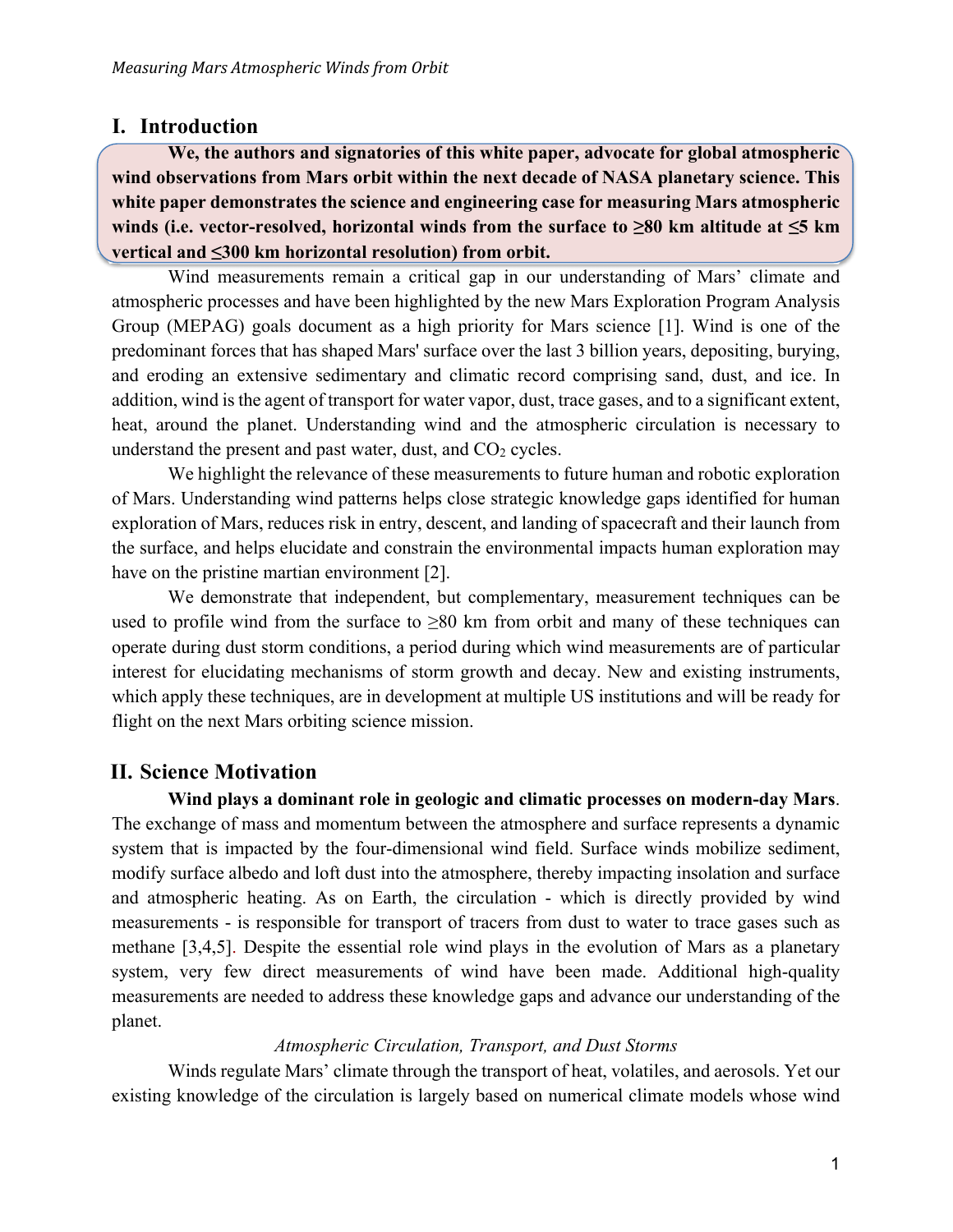## I. Introduction

**We, the authors and signatories of this white paper, advocate for global atmospheric wind observations from Mars orbit within the next decade of NASA planetary science. This white paper demonstrates the science and engineering case for measuring Mars atmospheric winds (i.e. vector-resolved, horizontal winds from the surface to ≥80 km altitude at ≤5 km vertical and ≤300 km horizontal resolution) from orbit.**

Wind measurements remain a critical gap in our understanding of Mars' climate and atmospheric processes and have been highlighted by the new Mars Exploration Program Analysis Group (MEPAG) goals document as a high priority for Mars science [1]. Wind is one of the predominant forces that has shaped Mars' surface over the last 3 billion years, depositing, burying, and eroding an extensive sedimentary and climatic record comprising sand, dust, and ice. In addition, wind is the agent of transport for water vapor, dust, trace gases, and to a significant extent, heat, around the planet. Understanding wind and the atmospheric circulation is necessary to understand the present and past water, dust, and $CO_2$ cycles.

We highlight the relevance of these measurements to future human and robotic exploration of Mars. Understanding wind patterns helps close strategic knowledge gaps identified for human exploration of Mars, reduces risk in entry, descent, and landing of spacecraft and their launch from the surface, and helps elucidate and constrain the environmental impacts human exploration may have on the pristine martian environment [2].

We demonstrate that independent, but complementary, measurement techniques can be used to profile wind from the surface to ≥80 km from orbit and many of these techniques can operate during dust storm conditions, a period during which wind measurements are of particular interest for elucidating mechanisms of storm growth and decay. New and existing instruments, which apply these techniques, are in development at multiple US institutions and will be ready for flight on the next Mars orbiting science mission.

## II. Science Motivation

**Wind plays a dominant role in geologic and climatic processes on modern-day Mars**. The exchange of mass and momentum between the atmosphere and surface represents a dynamic system that is impacted by the four-dimensional wind field. Surface winds mobilize sediment, modify surface albedo and loft dust into the atmosphere, thereby impacting insolation and surface and atmospheric heating. As on Earth, the circulation - which is directly provided by wind measurements - is responsible for transport of tracers from dust to water to trace gases such as methane [3,4,5]. Despite the essential role wind plays in the evolution of Mars as a planetary system, very few direct measurements of wind have been made. Additional high-quality measurements are needed to address these knowledge gaps and advance our understanding of the planet.

*Atmospheric Circulation, Transport, and Dust Storms*

Winds regulate Mars' climate through the transport of heat, volatiles, and aerosols. Yet our existing knowledge of the circulation is largely based on numerical climate models whose wind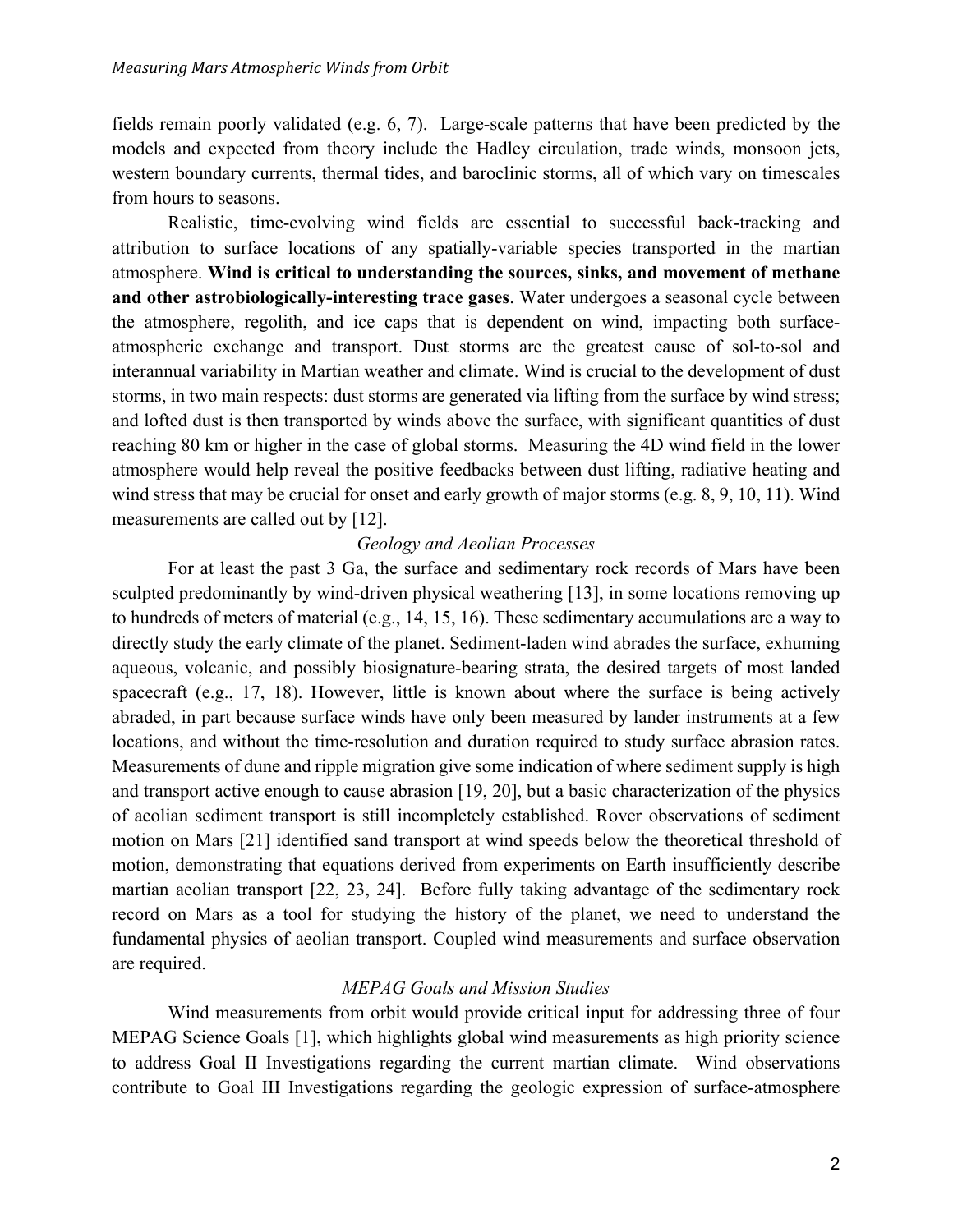fields remain poorly validated (e.g. 6, 7). Large-scale patterns that have been predicted by the models and expected from theory include the Hadley circulation, trade winds, monsoon jets, western boundary currents, thermal tides, and baroclinic storms, all of which vary on timescales from hours to seasons.

Realistic, time-evolving wind fields are essential to successful back-tracking and attribution to surface locations of any spatially-variable species transported in the martian atmosphere. **Wind is critical to understanding the sources, sinks, and movement of methane and other astrobiologically-interesting trace gases**. Water undergoes a seasonal cycle between the atmosphere, regolith, and ice caps that is dependent on wind, impacting both surface-atmospheric exchange and transport. Dust storms are the greatest cause of sol-to-sol and interannual variability in Martian weather and climate. Wind is crucial to the development of dust storms, in two main respects: dust storms are generated via lifting from the surface by wind stress; and lofted dust is then transported by winds above the surface, with significant quantities of dust reaching 80 km or higher in the case of global storms. Measuring the 4D wind field in the lower atmosphere would help reveal the positive feedbacks between dust lifting, radiative heating and wind stress that may be crucial for onset and early growth of major storms (e.g. 8, 9, 10, 11). Wind measurements are called out by [12].

*Geology and Aeolian Processes*

For at least the past 3 Ga, the surface and sedimentary rock records of Mars have been sculpted predominantly by wind-driven physical weathering [13], in some locations removing up to hundreds of meters of material (e.g., 14, 15, 16). These sedimentary accumulations are a way to directly study the early climate of the planet. Sediment-laden wind abrades the surface, exhuming aqueous, volcanic, and possibly biosignature-bearing strata, the desired targets of most landed spacecraft (e.g., 17, 18). However, little is known about where the surface is being actively abraded, in part because surface winds have only been measured by lander instruments at a few locations, and without the time-resolution and duration required to study surface abrasion rates. Measurements of dune and ripple migration give some indication of where sediment supply is high and transport active enough to cause abrasion [19, 20], but a basic characterization of the physics of aeolian sediment transport is still incompletely established. Rover observations of sediment motion on Mars [21] identified sand transport at wind speeds below the theoretical threshold of motion, demonstrating that equations derived from experiments on Earth insufficiently describe martian aeolian transport [22, 23, 24]. Before fully taking advantage of the sedimentary rock record on Mars as a tool for studying the history of the planet, we need to understand the fundamental physics of aeolian transport. Coupled wind measurements and surface observation are required.

*MEPAG Goals and Mission Studies*

Wind measurements from orbit would provide critical input for addressing three of four MEPAG Science Goals [1], which highlights global wind measurements as high priority science to address Goal II Investigations regarding the current martian climate. Wind observations contribute to Goal III Investigations regarding the geologic expression of surface-atmosphere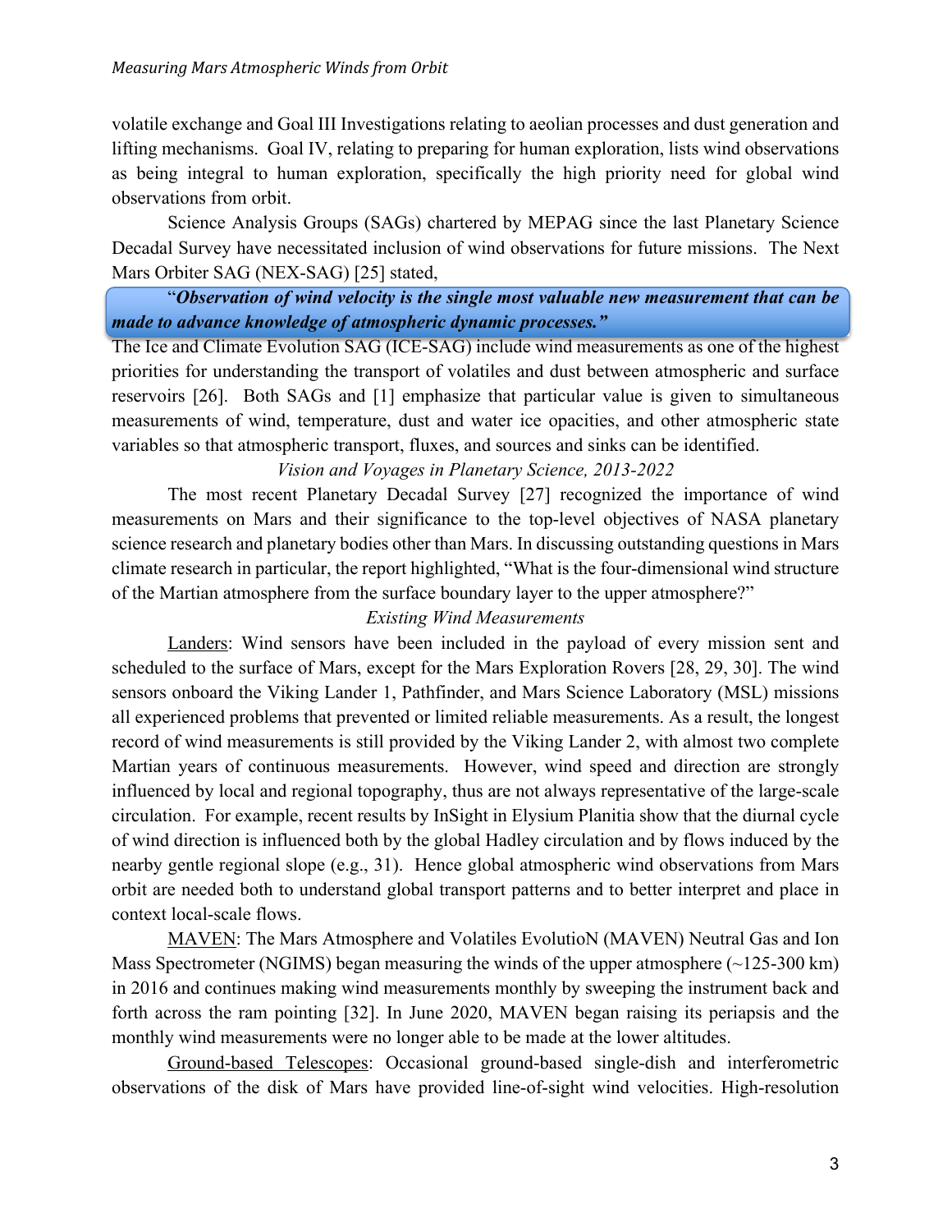volatile exchange and Goal III Investigations relating to aeolian processes and dust generation and lifting mechanisms. Goal IV, relating to preparing for human exploration, lists wind observations as being integral to human exploration, specifically the high priority need for global wind observations from orbit.

Science Analysis Groups (SAGs) chartered by MEPAG since the last Planetary Science Decadal Survey have necessitated inclusion of wind observations for future missions. The Next Mars Orbiter SAG (NEX-SAG) [25] stated,

"***Observation of wind velocity is the single most valuable new measurement that can be made to advance knowledge of atmospheric dynamic processes.***"

The Ice and Climate Evolution SAG (ICE-SAG) include wind measurements as one of the highest priorities for understanding the transport of volatiles and dust between atmospheric and surface reservoirs [26]. Both SAGs and [1] emphasize that particular value is given to simultaneous measurements of wind, temperature, dust and water ice opacities, and other atmospheric state variables so that atmospheric transport, fluxes, and sources and sinks can be identified.

*Vision and Voyages in Planetary Science, 2013-2022*

The most recent Planetary Decadal Survey [27] recognized the importance of wind measurements on Mars and their significance to the top-level objectives of NASA planetary science research and planetary bodies other than Mars. In discussing outstanding questions in Mars climate research in particular, the report highlighted, "What is the four-dimensional wind structure of the Martian atmosphere from the surface boundary layer to the upper atmosphere?"

*Existing Wind Measurements*

Landers: Wind sensors have been included in the payload of every mission sent and scheduled to the surface of Mars, except for the Mars Exploration Rovers [28, 29, 30]. The wind sensors onboard the Viking Lander 1, Pathfinder, and Mars Science Laboratory (MSL) missions all experienced problems that prevented or limited reliable measurements. As a result, the longest record of wind measurements is still provided by the Viking Lander 2, with almost two complete Martian years of continuous measurements. However, wind speed and direction are strongly influenced by local and regional topography, thus are not always representative of the large-scale circulation. For example, recent results by InSight in Elysium Planitia show that the diurnal cycle of wind direction is influenced both by the global Hadley circulation and by flows induced by the nearby gentle regional slope (e.g., 31). Hence global atmospheric wind observations from Mars orbit are needed both to understand global transport patterns and to better interpret and place in context local-scale flows.

MAVEN: The Mars Atmosphere and Volatiles EvolutioN (MAVEN) Neutral Gas and Ion Mass Spectrometer (NGIMS) began measuring the winds of the upper atmosphere (~125-300 km) in 2016 and continues making wind measurements monthly by sweeping the instrument back and forth across the ram pointing [32]. In June 2020, MAVEN began raising its periapsis and the monthly wind measurements were no longer able to be made at the lower altitudes.

Ground-based Telescopes: Occasional ground-based single-dish and interferometric observations of the disk of Mars have provided line-of-sight wind velocities. High-resolution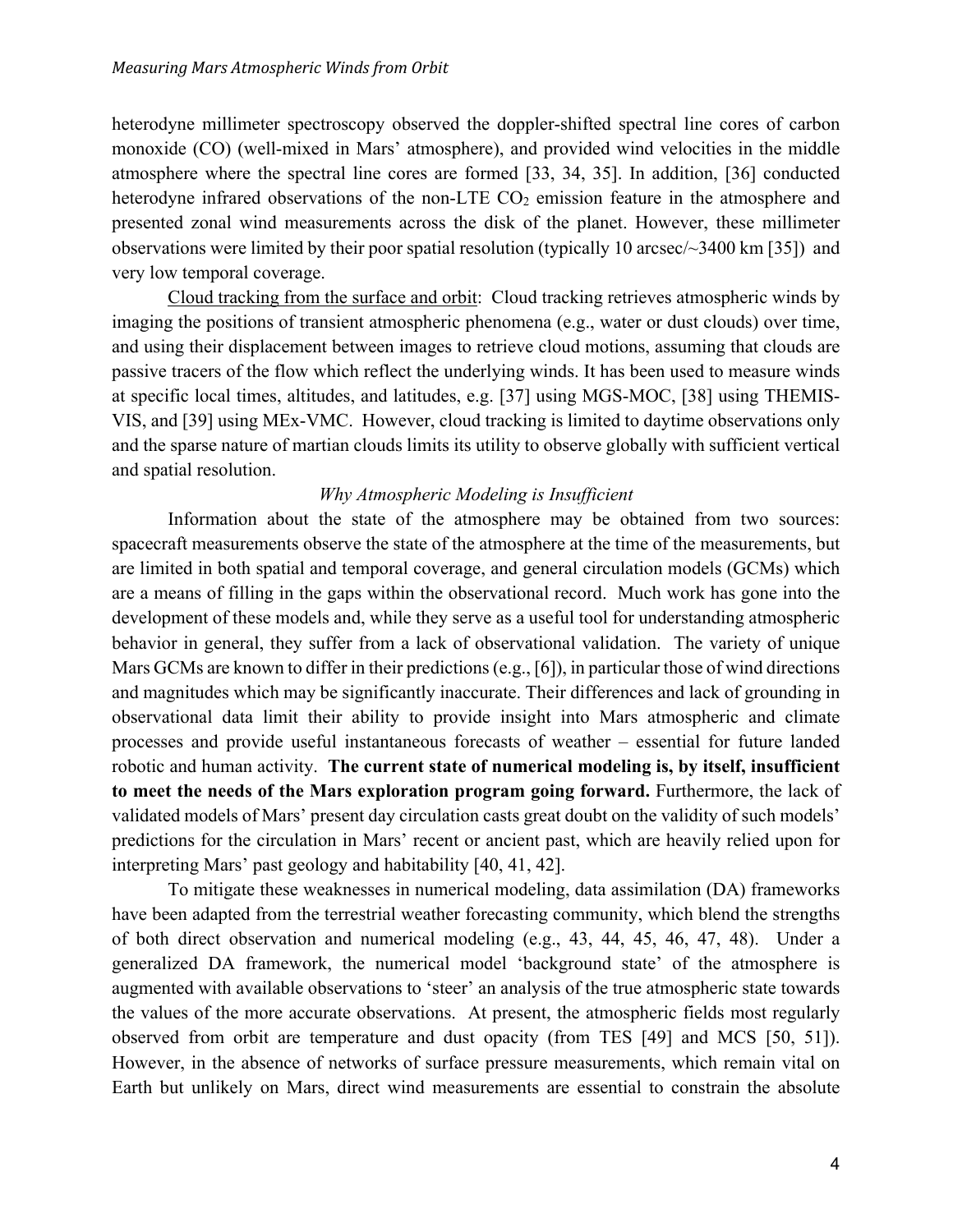heterodyne millimeter spectroscopy observed the doppler-shifted spectral line cores of carbon monoxide (CO) (well-mixed in Mars' atmosphere), and provided wind velocities in the middle atmosphere where the spectral line cores are formed [33, 34, 35]. In addition, [36] conducted heterodyne infrared observations of the non-LTE $CO_2$ emission feature in the atmosphere and presented zonal wind measurements across the disk of the planet. However, these millimeter observations were limited by their poor spatial resolution (typically 10 arcsec/~3400 km [35]) and very low temporal coverage.

Cloud tracking from the surface and orbit: Cloud tracking retrieves atmospheric winds by imaging the positions of transient atmospheric phenomena (e.g., water or dust clouds) over time, and using their displacement between images to retrieve cloud motions, assuming that clouds are passive tracers of the flow which reflect the underlying winds. It has been used to measure winds at specific local times, altitudes, and latitudes, e.g. [37] using MGS-MOC, [38] using THEMIS-VIS, and [39] using MEx-VMC. However, cloud tracking is limited to daytime observations only and the sparse nature of martian clouds limits its utility to observe globally with sufficient vertical and spatial resolution.

*Why Atmospheric Modeling is Insufficient*

Information about the state of the atmosphere may be obtained from two sources: spacecraft measurements observe the state of the atmosphere at the time of the measurements, but are limited in both spatial and temporal coverage, and general circulation models (GCMs) which are a means of filling in the gaps within the observational record. Much work has gone into the development of these models and, while they serve as a useful tool for understanding atmospheric behavior in general, they suffer from a lack of observational validation. The variety of unique Mars GCMs are known to differ in their predictions (e.g., [6]), in particular those of wind directions and magnitudes which may be significantly inaccurate. Their differences and lack of grounding in observational data limit their ability to provide insight into Mars atmospheric and climate processes and provide useful instantaneous forecasts of weather – essential for future landed robotic and human activity. **The current state of numerical modeling is, by itself, insufficient to meet the needs of the Mars exploration program going forward.** Furthermore, the lack of validated models of Mars' present day circulation casts great doubt on the validity of such models' predictions for the circulation in Mars' recent or ancient past, which are heavily relied upon for interpreting Mars' past geology and habitability [40, 41, 42].

To mitigate these weaknesses in numerical modeling, data assimilation (DA) frameworks have been adapted from the terrestrial weather forecasting community, which blend the strengths of both direct observation and numerical modeling (e.g., 43, 44, 45, 46, 47, 48). Under a generalized DA framework, the numerical model 'background state' of the atmosphere is augmented with available observations to 'steer' an analysis of the true atmospheric state towards the values of the more accurate observations. At present, the atmospheric fields most regularly observed from orbit are temperature and dust opacity (from TES [49] and MCS [50, 51]). However, in the absence of networks of surface pressure measurements, which remain vital on Earth but unlikely on Mars, direct wind measurements are essential to constrain the absolute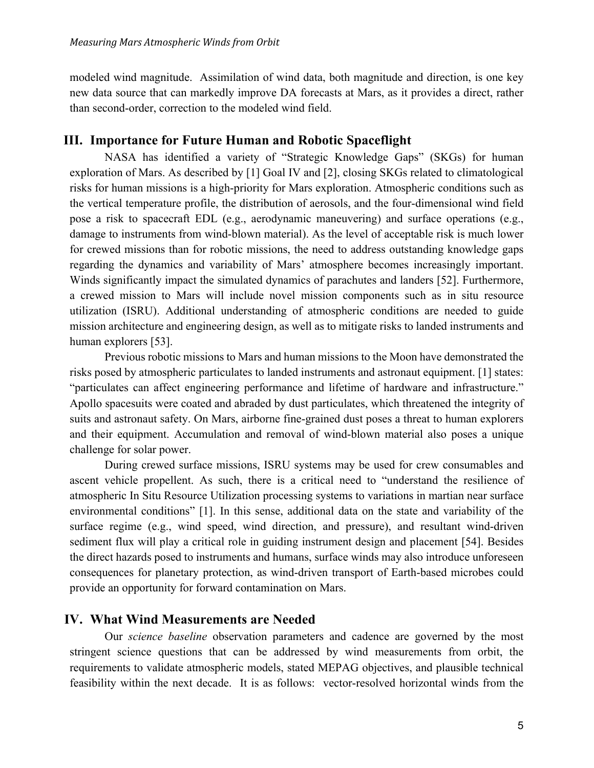modeled wind magnitude. Assimilation of wind data, both magnitude and direction, is one key new data source that can markedly improve DA forecasts at Mars, as it provides a direct, rather than second-order, correction to the modeled wind field.

## III. Importance for Future Human and Robotic Spaceflight

NASA has identified a variety of "Strategic Knowledge Gaps" (SKGs) for human exploration of Mars. As described by [1] Goal IV and [2], closing SKGs related to climatological risks for human missions is a high-priority for Mars exploration. Atmospheric conditions such as the vertical temperature profile, the distribution of aerosols, and the four-dimensional wind field pose a risk to spacecraft EDL (e.g., aerodynamic maneuvering) and surface operations (e.g., damage to instruments from wind-blown material). As the level of acceptable risk is much lower for crewed missions than for robotic missions, the need to address outstanding knowledge gaps regarding the dynamics and variability of Mars' atmosphere becomes increasingly important. Winds significantly impact the simulated dynamics of parachutes and landers [52]. Furthermore, a crewed mission to Mars will include novel mission components such as in situ resource utilization (ISRU). Additional understanding of atmospheric conditions are needed to guide mission architecture and engineering design, as well as to mitigate risks to landed instruments and human explorers [53].

Previous robotic missions to Mars and human missions to the Moon have demonstrated the risks posed by atmospheric particulates to landed instruments and astronaut equipment. [1] states: "particulates can affect engineering performance and lifetime of hardware and infrastructure." Apollo spacesuits were coated and abraded by dust particulates, which threatened the integrity of suits and astronaut safety. On Mars, airborne fine-grained dust poses a threat to human explorers and their equipment. Accumulation and removal of wind-blown material also poses a unique challenge for solar power.

During crewed surface missions, ISRU systems may be used for crew consumables and ascent vehicle propellent. As such, there is a critical need to "understand the resilience of atmospheric In Situ Resource Utilization processing systems to variations in martian near surface environmental conditions" [1]. In this sense, additional data on the state and variability of the surface regime (e.g., wind speed, wind direction, and pressure), and resultant wind-driven sediment flux will play a critical role in guiding instrument design and placement [54]. Besides the direct hazards posed to instruments and humans, surface winds may also introduce unforeseen consequences for planetary protection, as wind-driven transport of Earth-based microbes could provide an opportunity for forward contamination on Mars.

## IV. What Wind Measurements are Needed

Our *science baseline* observation parameters and cadence are governed by the most stringent science questions that can be addressed by wind measurements from orbit, the requirements to validate atmospheric models, stated MEPAG objectives, and plausible technical feasibility within the next decade. It is as follows: vector-resolved horizontal winds from the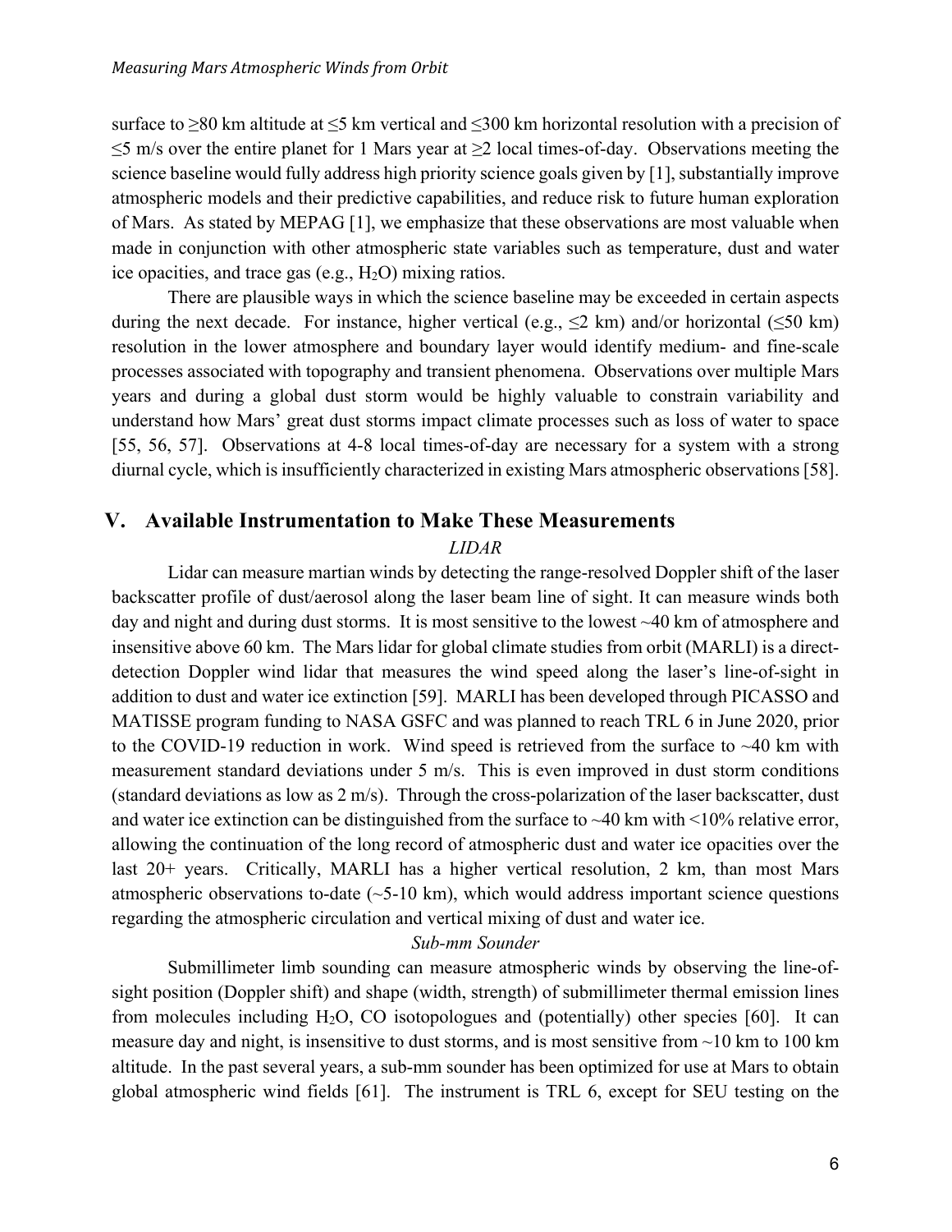surface to ≥80 km altitude at ≤5 km vertical and ≤300 km horizontal resolution with a precision of ≤5 m/s over the entire planet for 1 Mars year at ≥2 local times-of-day. Observations meeting the science baseline would fully address high priority science goals given by [1], substantially improve atmospheric models and their predictive capabilities, and reduce risk to future human exploration of Mars. As stated by MEPAG [1], we emphasize that these observations are most valuable when made in conjunction with other atmospheric state variables such as temperature, dust and water ice opacities, and trace gas (e.g., $H_2O$) mixing ratios.

There are plausible ways in which the science baseline may be exceeded in certain aspects during the next decade. For instance, higher vertical (e.g., ≤2 km) and/or horizontal (≤50 km) resolution in the lower atmosphere and boundary layer would identify medium- and fine-scale processes associated with topography and transient phenomena. Observations over multiple Mars years and during a global dust storm would be highly valuable to constrain variability and understand how Mars' great dust storms impact climate processes such as loss of water to space [55, 56, 57]. Observations at 4-8 local times-of-day are necessary for a system with a strong diurnal cycle, which is insufficiently characterized in existing Mars atmospheric observations [58].

## V. Available Instrumentation to Make These Measurements

### *LIDAR*

Lidar can measure martian winds by detecting the range-resolved Doppler shift of the laser backscatter profile of dust/aerosol along the laser beam line of sight. It can measure winds both day and night and during dust storms. It is most sensitive to the lowest ~40 km of atmosphere and insensitive above 60 km. The Mars lidar for global climate studies from orbit (MARLI) is a direct-detection Doppler wind lidar that measures the wind speed along the laser's line-of-sight in addition to dust and water ice extinction [59]. MARLI has been developed through PICASSO and MATISSE program funding to NASA GSFC and was planned to reach TRL 6 in June 2020, prior to the COVID-19 reduction in work. Wind speed is retrieved from the surface to ~40 km with measurement standard deviations under 5 m/s. This is even improved in dust storm conditions (standard deviations as low as 2 m/s). Through the cross-polarization of the laser backscatter, dust and water ice extinction can be distinguished from the surface to ~40 km with <10% relative error, allowing the continuation of the long record of atmospheric dust and water ice opacities over the last 20+ years. Critically, MARLI has a higher vertical resolution, 2 km, than most Mars atmospheric observations to-date (~5-10 km), which would address important science questions regarding the atmospheric circulation and vertical mixing of dust and water ice.

### *Sub-mm Sounder*

Submillimeter limb sounding can measure atmospheric winds by observing the line-of-sight position (Doppler shift) and shape (width, strength) of submillimeter thermal emission lines from molecules including $H_2O$, CO isotopologues and (potentially) other species [60]. It can measure day and night, is insensitive to dust storms, and is most sensitive from ~10 km to 100 km altitude. In the past several years, a sub-mm sounder has been optimized for use at Mars to obtain global atmospheric wind fields [61]. The instrument is TRL 6, except for SEU testing on the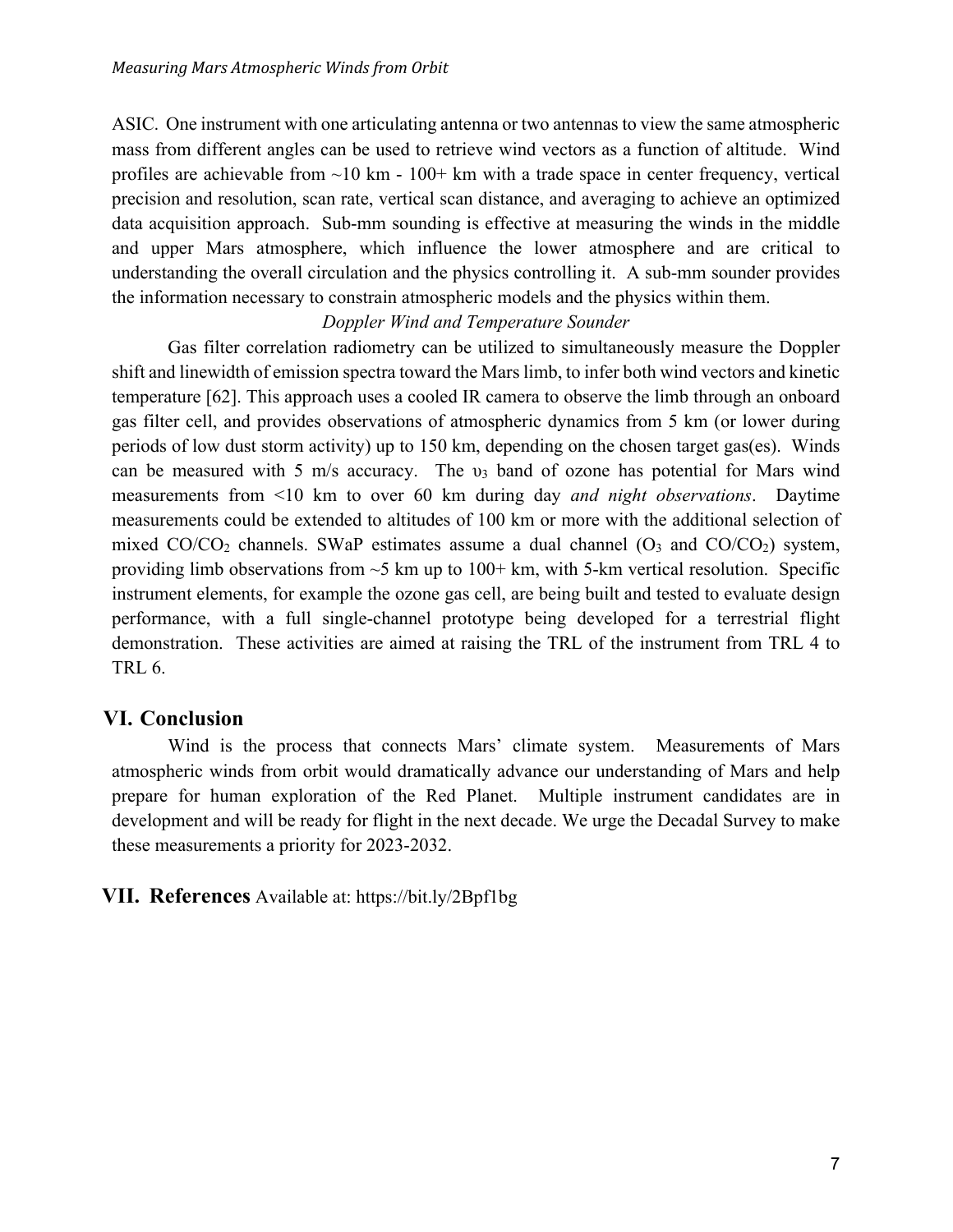ASIC. One instrument with one articulating antenna or two antennas to view the same atmospheric mass from different angles can be used to retrieve wind vectors as a function of altitude. Wind profiles are achievable from ~10 km - 100+ km with a trade space in center frequency, vertical precision and resolution, scan rate, vertical scan distance, and averaging to achieve an optimized data acquisition approach. Sub-mm sounding is effective at measuring the winds in the middle and upper Mars atmosphere, which influence the lower atmosphere and are critical to understanding the overall circulation and the physics controlling it. A sub-mm sounder provides the information necessary to constrain atmospheric models and the physics within them.

*Doppler Wind and Temperature Sounder*

Gas filter correlation radiometry can be utilized to simultaneously measure the Doppler shift and linewidth of emission spectra toward the Mars limb, to infer both wind vectors and kinetic temperature [62]. This approach uses a cooled IR camera to observe the limb through an onboard gas filter cell, and provides observations of atmospheric dynamics from 5 km (or lower during periods of low dust storm activity) up to 150 km, depending on the chosen target gas(es). Winds can be measured with 5 m/s accuracy. The $\upsilon_3$ band of ozone has potential for Mars wind measurements from <10 km to over 60 km during day *and night observations*. Daytime measurements could be extended to altitudes of 100 km or more with the additional selection of mixed $CO/CO_2$ channels. SWaP estimates assume a dual channel ($O_3$ and $CO/CO_2$) system, providing limb observations from ~5 km up to 100+ km, with 5-km vertical resolution. Specific instrument elements, for example the ozone gas cell, are being built and tested to evaluate design performance, with a full single-channel prototype being developed for a terrestrial flight demonstration. These activities are aimed at raising the TRL of the instrument from TRL 4 to TRL 6.

## VI. Conclusion

Wind is the process that connects Mars' climate system. Measurements of Mars atmospheric winds from orbit would dramatically advance our understanding of Mars and help prepare for human exploration of the Red Planet. Multiple instrument candidates are in development and will be ready for flight in the next decade. We urge the Decadal Survey to make these measurements a priority for 2023-2032.

## VII. References

Available at: https://bit.ly/2Bpf1bg